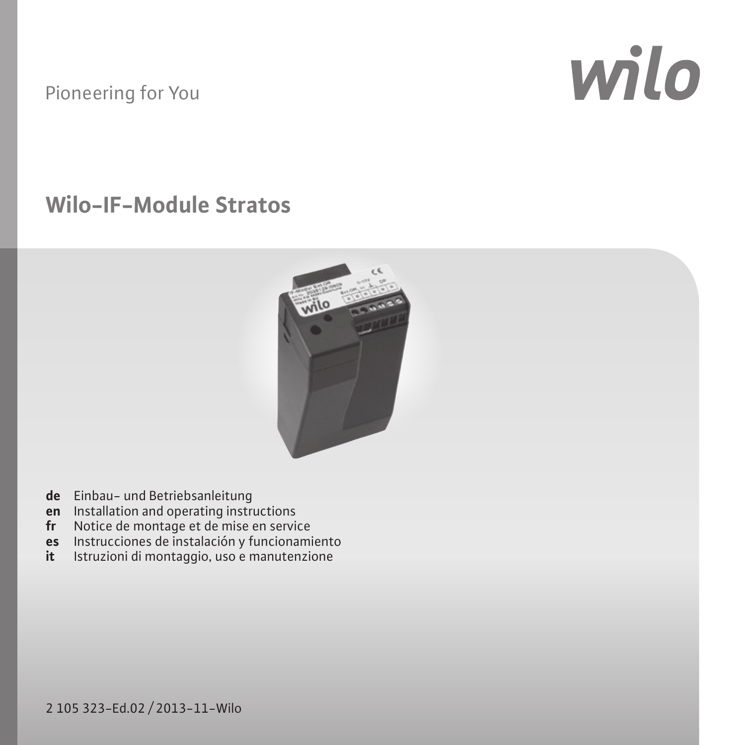Pioneering for You

wilo

# Wilo-IF-Module Stratos

**de** Einbau- und Betriebsanleitung
**en** Installation and operating instructions
**fr** Notice de montage et de mise en service
**es** Instrucciones de instalación y funcionamiento
**it** Istruzioni di montaggio, uso e manutenzione

2 105 323-Ed.02 / 2013-11-Wilo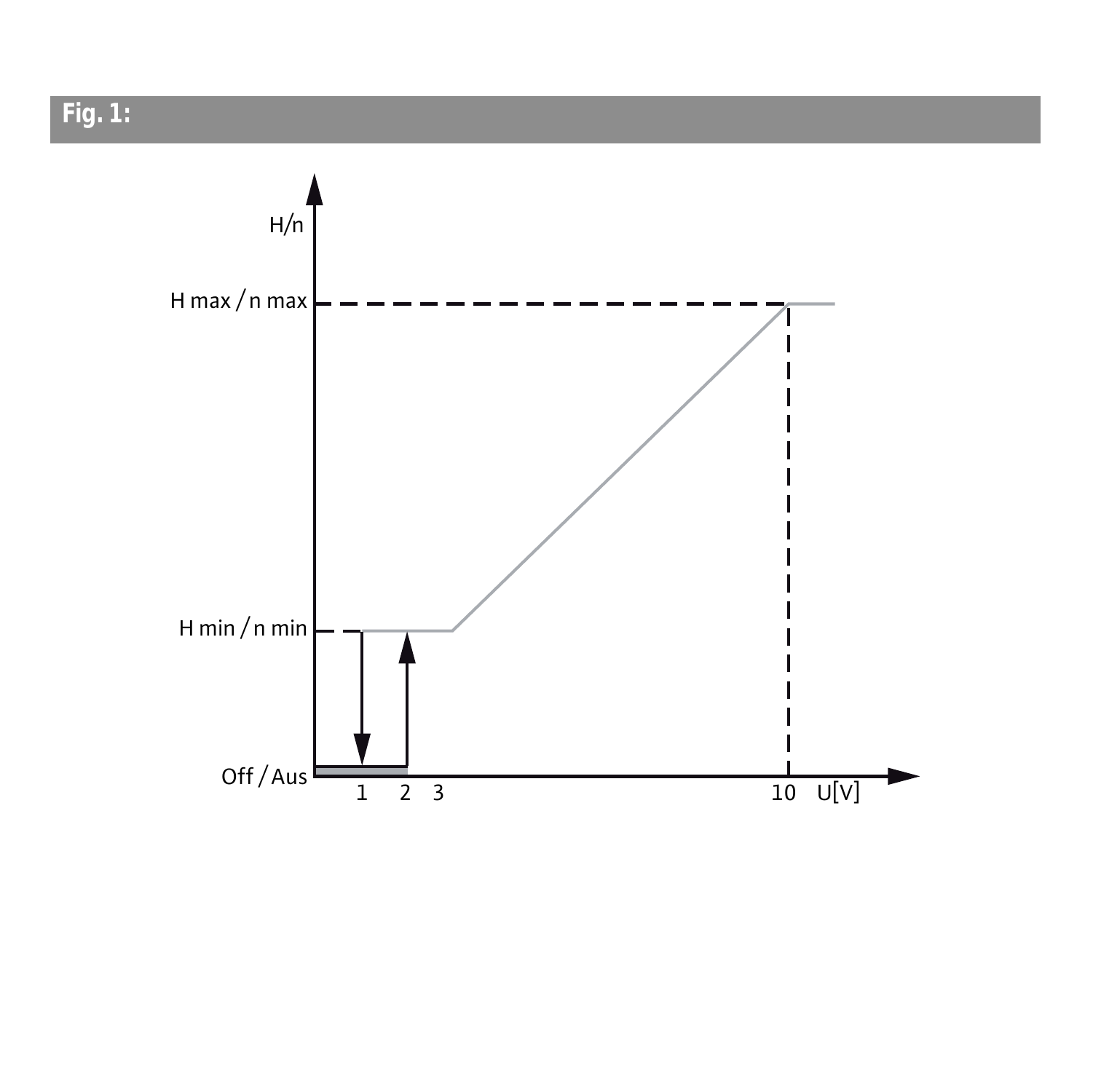## Fig. 1:

H/n

H max / n max

H min / n min

Off / Aus

1 2 3 10 U[V]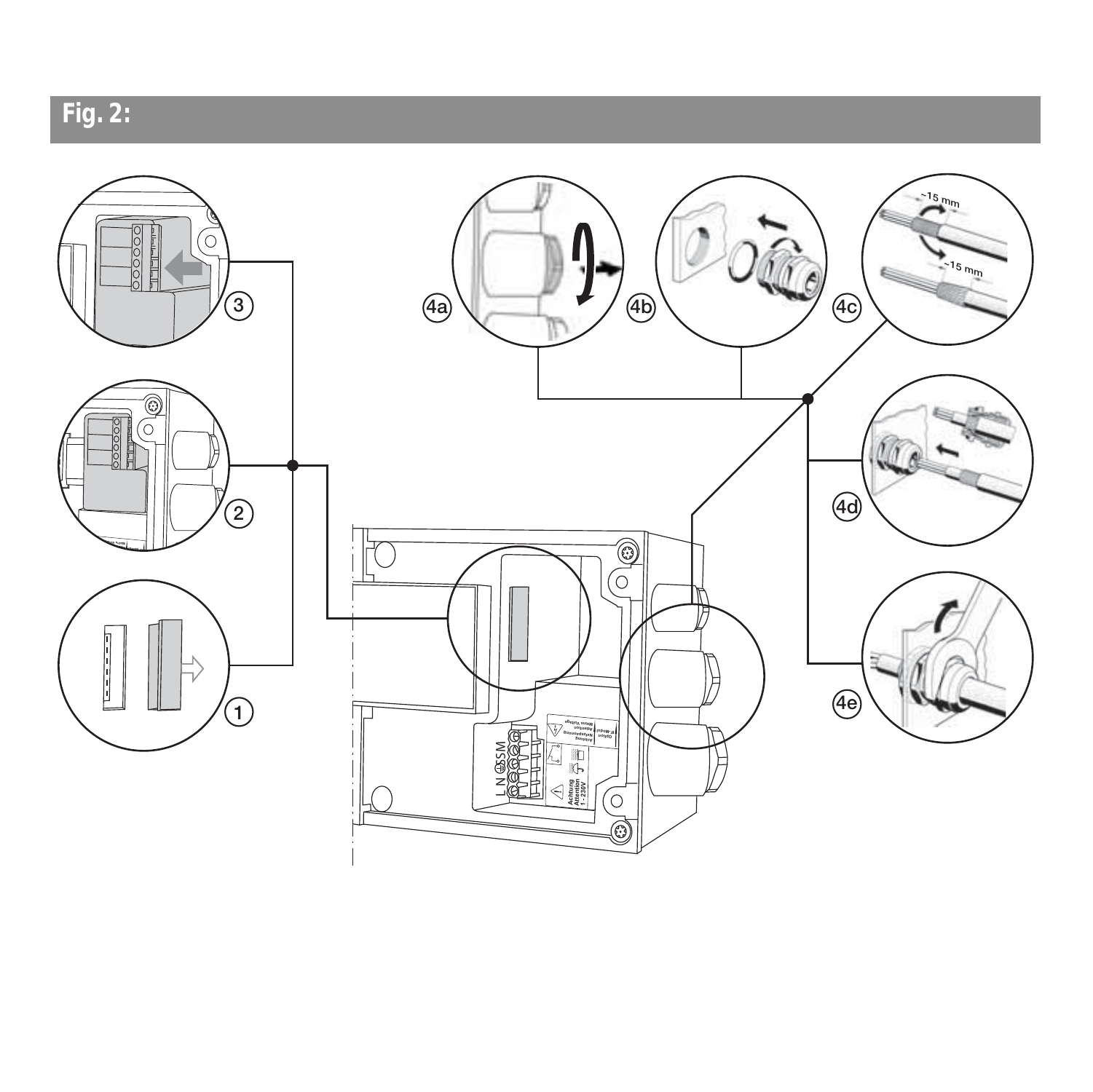## Fig. 2: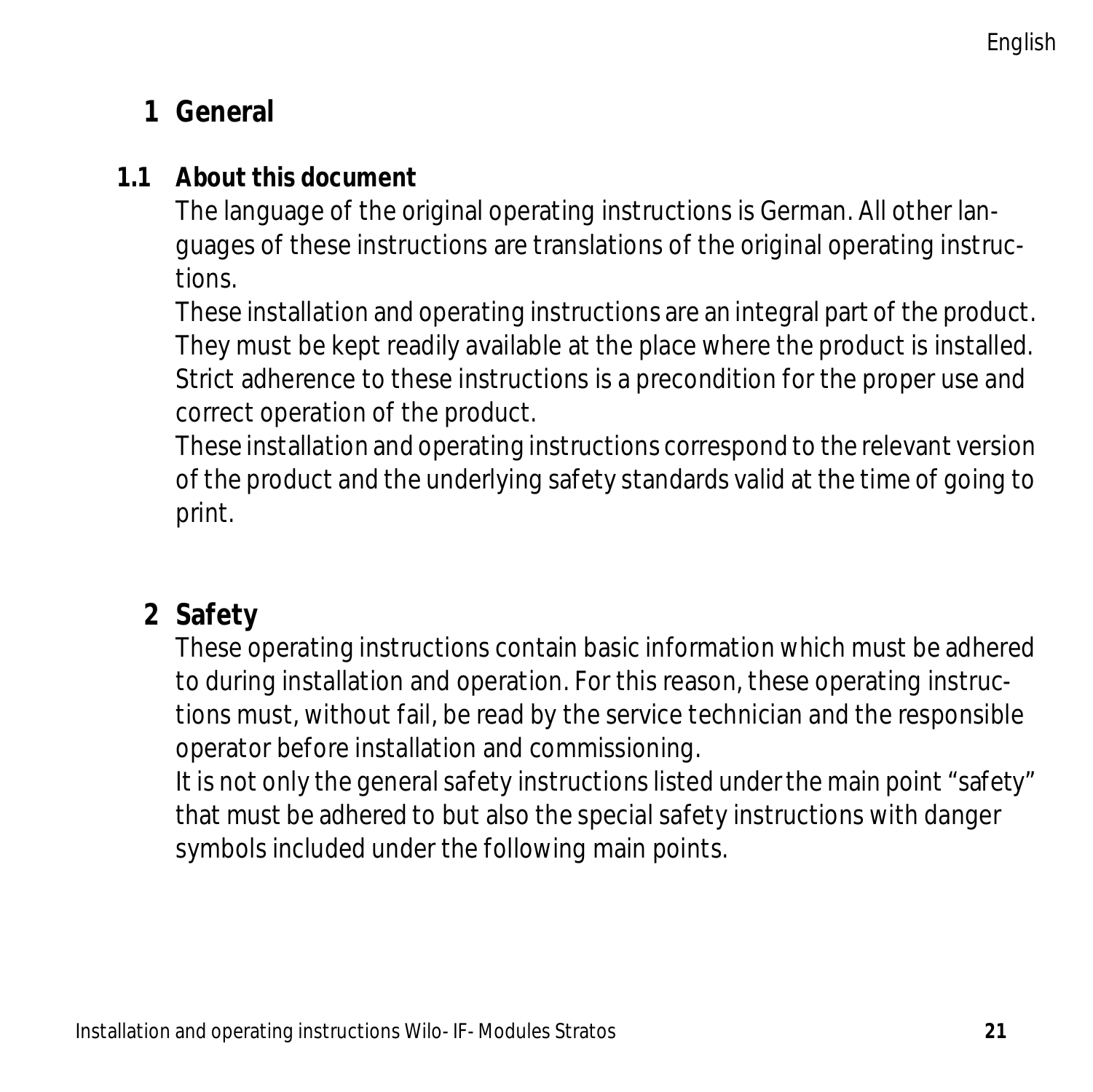# 1 General

## 1.1 About this document

The language of the original operating instructions is German. All other languages of these instructions are translations of the original operating instructions.

These installation and operating instructions are an integral part of the product. They must be kept readily available at the place where the product is installed. Strict adherence to these instructions is a precondition for the proper use and correct operation of the product.

These installation and operating instructions correspond to the relevant version of the product and the underlying safety standards valid at the time of going to print.

# 2 Safety

These operating instructions contain basic information which must be adhered to during installation and operation. For this reason, these operating instructions must, without fail, be read by the service technician and the responsible operator before installation and commissioning.

It is not only the general safety instructions listed under the main point “safety” that must be adhered to but also the special safety instructions with danger symbols included under the following main points.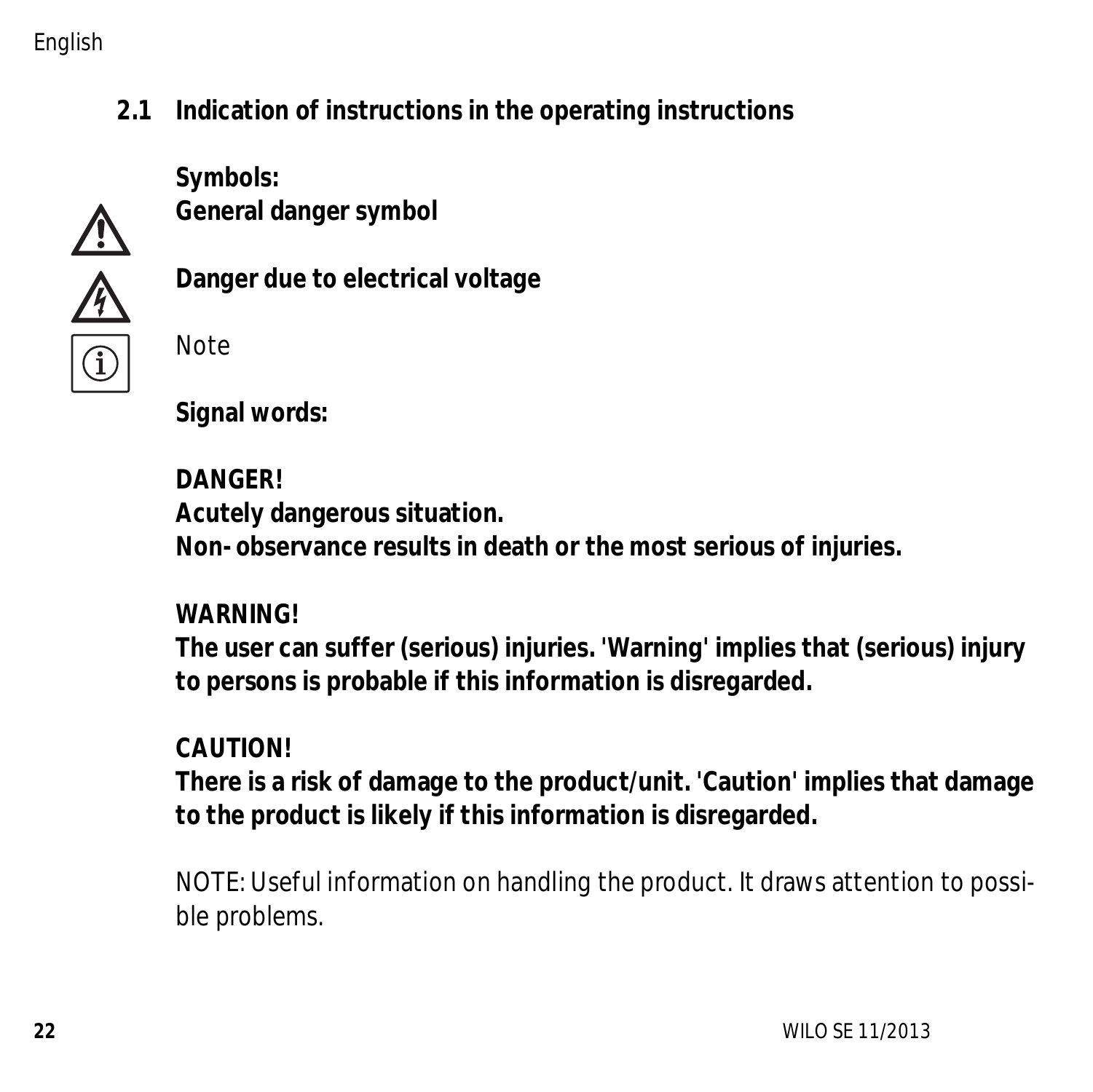## 2.1 Indication of instructions in the operating instructions

**Symbols:**

**General danger symbol**

**Danger due to electrical voltage**

Note

**Signal words:**

**DANGER!**
**Acutely dangerous situation.**
**Non- observance results in death or the most serious of injuries.**

**WARNING!**
**The user can suffer (serious) injuries. 'Warning' implies that (serious) injury to persons is probable if this information is disregarded.**

**CAUTION!**
**There is a risk of damage to the product/unit. 'Caution' implies that damage to the product is likely if this information is disregarded.**

NOTE: Useful information on handling the product. It draws attention to possible problems.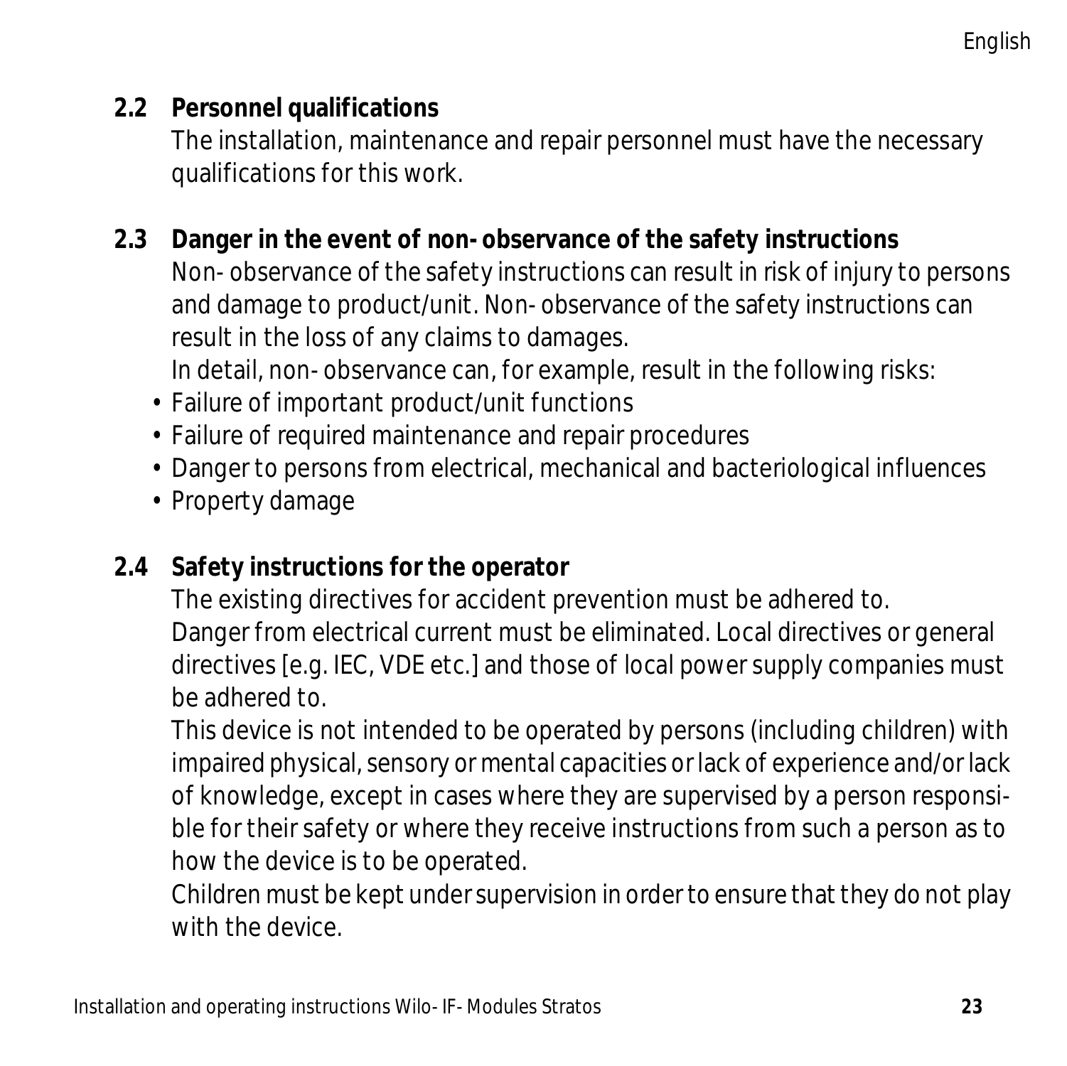## 2.2 Personnel qualifications

The installation, maintenance and repair personnel must have the necessary qualifications for this work.

## 2.3 Danger in the event of non-observance of the safety instructions

Non-observance of the safety instructions can result in risk of injury to persons and damage to product/unit. Non-observance of the safety instructions can result in the loss of any claims to damages.

In detail, non-observance can, for example, result in the following risks:

- Failure of important product/unit functions
- Failure of required maintenance and repair procedures
- Danger to persons from electrical, mechanical and bacteriological influences
- Property damage

## 2.4 Safety instructions for the operator

The existing directives for accident prevention must be adhered to.

Danger from electrical current must be eliminated. Local directives or general directives [e.g. IEC, VDE etc.] and those of local power supply companies must be adhered to.

This device is not intended to be operated by persons (including children) with impaired physical, sensory or mental capacities or lack of experience and/or lack of knowledge, except in cases where they are supervised by a person responsible for their safety or where they receive instructions from such a person as to how the device is to be operated.

Children must be kept under supervision in order to ensure that they do not play with the device.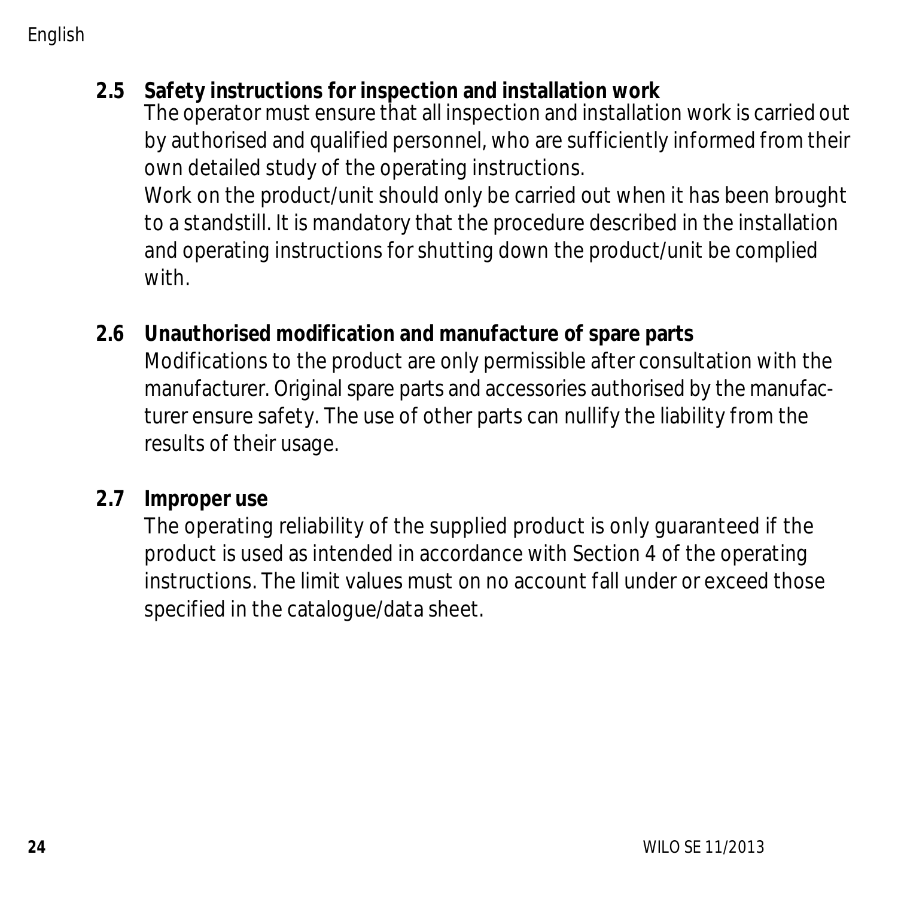### 2.5 Safety instructions for inspection and installation work

The operator must ensure that all inspection and installation work is carried out by authorised and qualified personnel, who are sufficiently informed from their own detailed study of the operating instructions.

Work on the product/unit should only be carried out when it has been brought to a standstill. It is mandatory that the procedure described in the installation and operating instructions for shutting down the product/unit be complied with.

### 2.6 Unauthorised modification and manufacture of spare parts

Modifications to the product are only permissible after consultation with the manufacturer. Original spare parts and accessories authorised by the manufacturer ensure safety. The use of other parts can nullify the liability from the results of their usage.

### 2.7 Improper use

The operating reliability of the supplied product is only guaranteed if the product is used as intended in accordance with Section 4 of the operating instructions. The limit values must on no account fall under or exceed those specified in the catalogue/data sheet.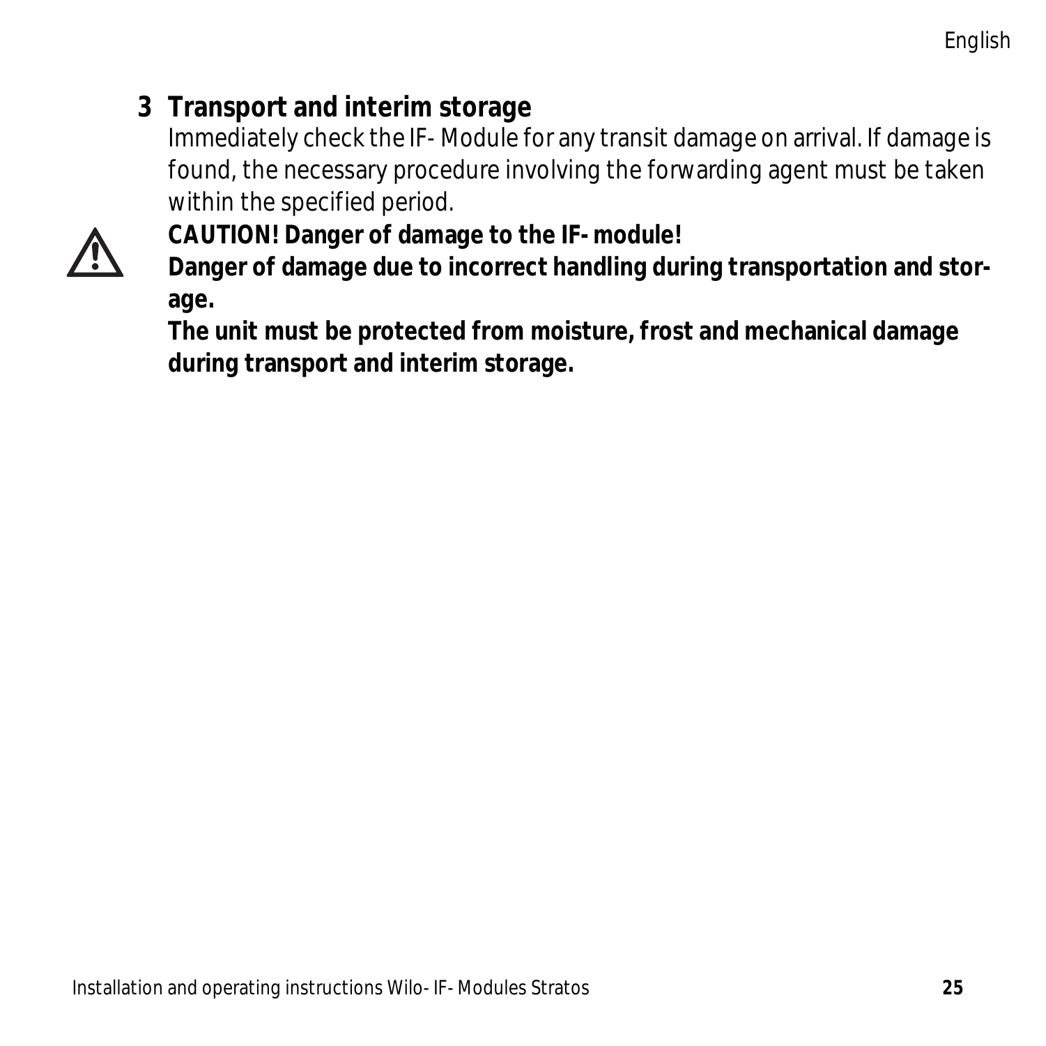## 3 Transport and interim storage

Immediately check the IF- Module for any transit damage on arrival. If damage is found, the necessary procedure involving the forwarding agent must be taken within the specified period.

**CAUTION! Danger of damage to the IF- module!**
**Danger of damage due to incorrect handling during transportation and storage.**
**The unit must be protected from moisture, frost and mechanical damage during transport and interim storage.**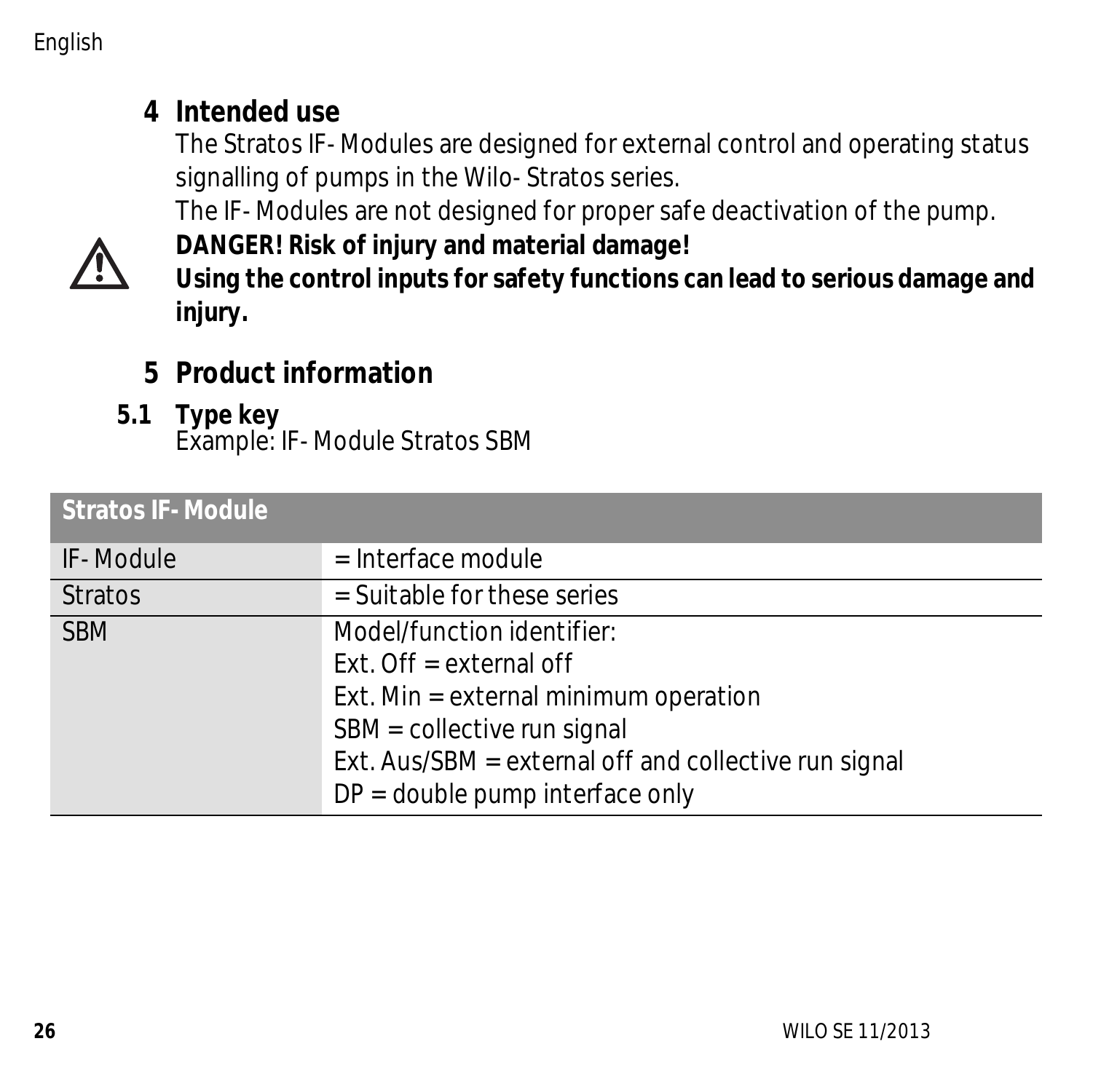# 4 Intended use

The Stratos IF- Modules are designed for external control and operating status signalling of pumps in the Wilo- Stratos series.

The IF- Modules are not designed for proper safe deactivation of the pump.

⚠ **DANGER! Risk of injury and material damage!**
**Using the control inputs for safety functions can lead to serious damage and injury.**

# 5 Product information

## 5.1 Type key

Example: IF- Module Stratos SBM

| Stratos IF- Module | |
|---|---|
| IF- Module | = Interface module |
| Stratos | = Suitable for these series |
| SBM | Model/function identifier:<br>Ext. Off = external off<br>Ext. Min = external minimum operation<br>SBM = collective run signal<br>Ext. Aus/SBM = external off and collective run signal<br>DP = double pump interface only |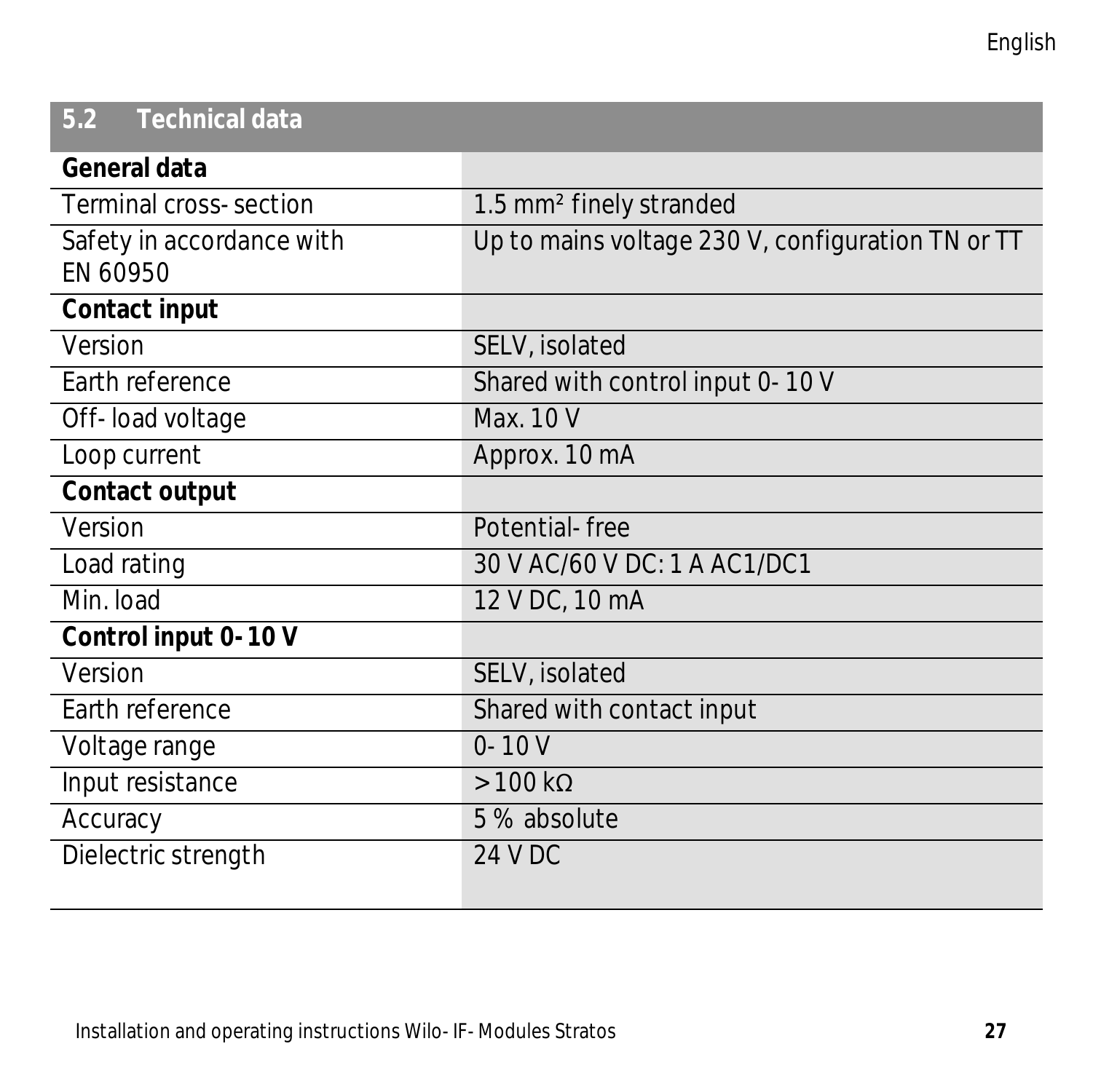## 5.2 Technical data

| **General data** | |
|---|---|
| Terminal cross-section | 1.5 mm² finely stranded |
| Safety in accordance with EN 60950 | Up to mains voltage 230 V, configuration TN or TT |
| **Contact input** | |
| Version | SELV, isolated |
| Earth reference | Shared with control input 0-10 V |
| Off-load voltage | Max. 10 V |
| Loop current | Approx. 10 mA |
| **Contact output** | |
| Version | Potential-free |
| Load rating | 30 V AC/60 V DC: 1 A AC1/DC1 |
| Min. load | 12 V DC, 10 mA |
| **Control input 0-10 V** | |
| Version | SELV, isolated |
| Earth reference | Shared with contact input |
| Voltage range | 0-10 V |
| Input resistance | >100 kΩ |
| Accuracy | 5 % absolute |
| Dielectric strength | 24 V DC |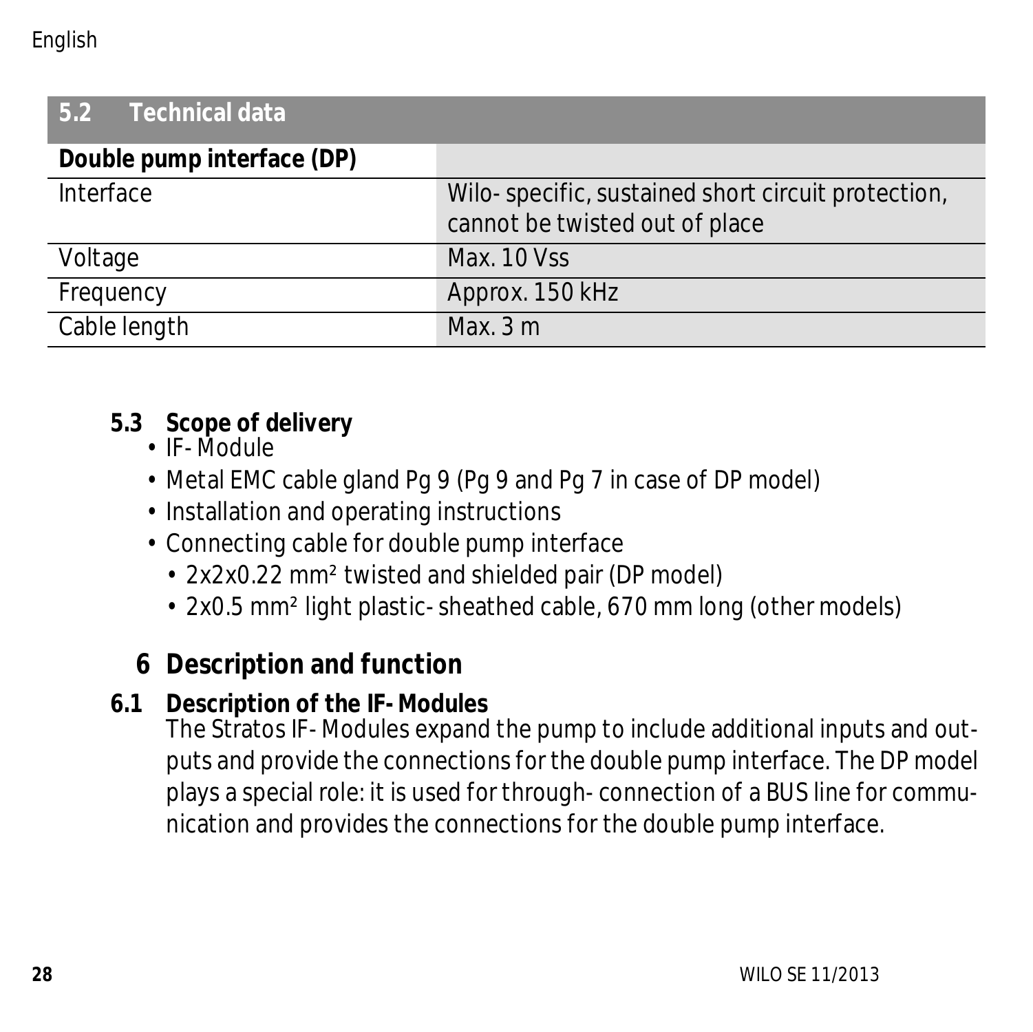## 5.2 Technical data

| Double pump interface (DP) | |
|---|---|
| Interface | Wilo-specific, sustained short circuit protection, cannot be twisted out of place |
| Voltage | Max. 10 Vss |
| Frequency | Approx. 150 kHz |
| Cable length | Max. 3 m |

### 5.3 Scope of delivery

- IF-Module
- Metal EMC cable gland Pg 9 (Pg 9 and Pg 7 in case of DP model)
- Installation and operating instructions
- Connecting cable for double pump interface
  - 2x2x0.22 mm² twisted and shielded pair (DP model)
  - 2x0.5 mm² light plastic-sheathed cable, 670 mm long (other models)

# 6 Description and function

### 6.1 Description of the IF-Modules

The Stratos IF-Modules expand the pump to include additional inputs and outputs and provide the connections for the double pump interface. The DP model plays a special role: it is used for through-connection of a BUS line for communication and provides the connections for the double pump interface.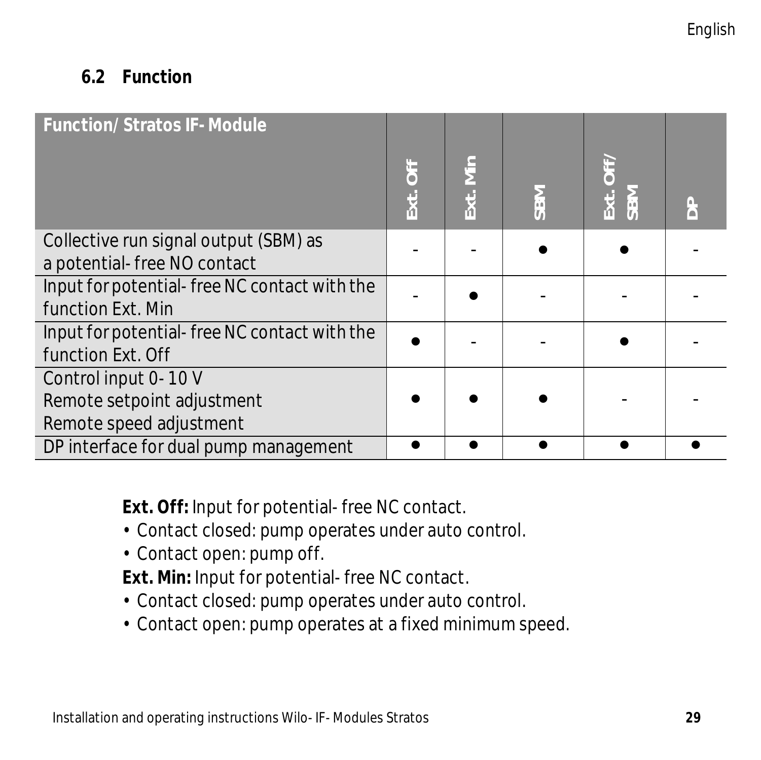## 6.2 Function

| Function/ Stratos IF-Module | Ext. Off | Ext. Min | SBM | Ext. Off/ SBM | DP |
|---|---|---|---|---|---|
| Collective run signal output (SBM) as a potential-free NO contact | - | - | ● | ● | - |
| Input for potential-free NC contact with the function Ext. Min | - | ● | - | - | - |
| Input for potential-free NC contact with the function Ext. Off | ● | - | - | ● | - |
| Control input 0-10 V<br>Remote setpoint adjustment<br>Remote speed adjustment | ● | ● | ● | - | - |
| DP interface for dual pump management | ● | ● | ● | ● | ● |

**Ext. Off:** Input for potential-free NC contact.

- Contact closed: pump operates under auto control.
- Contact open: pump off.

**Ext. Min:** Input for potential-free NC contact.

- Contact closed: pump operates under auto control.
- Contact open: pump operates at a fixed minimum speed.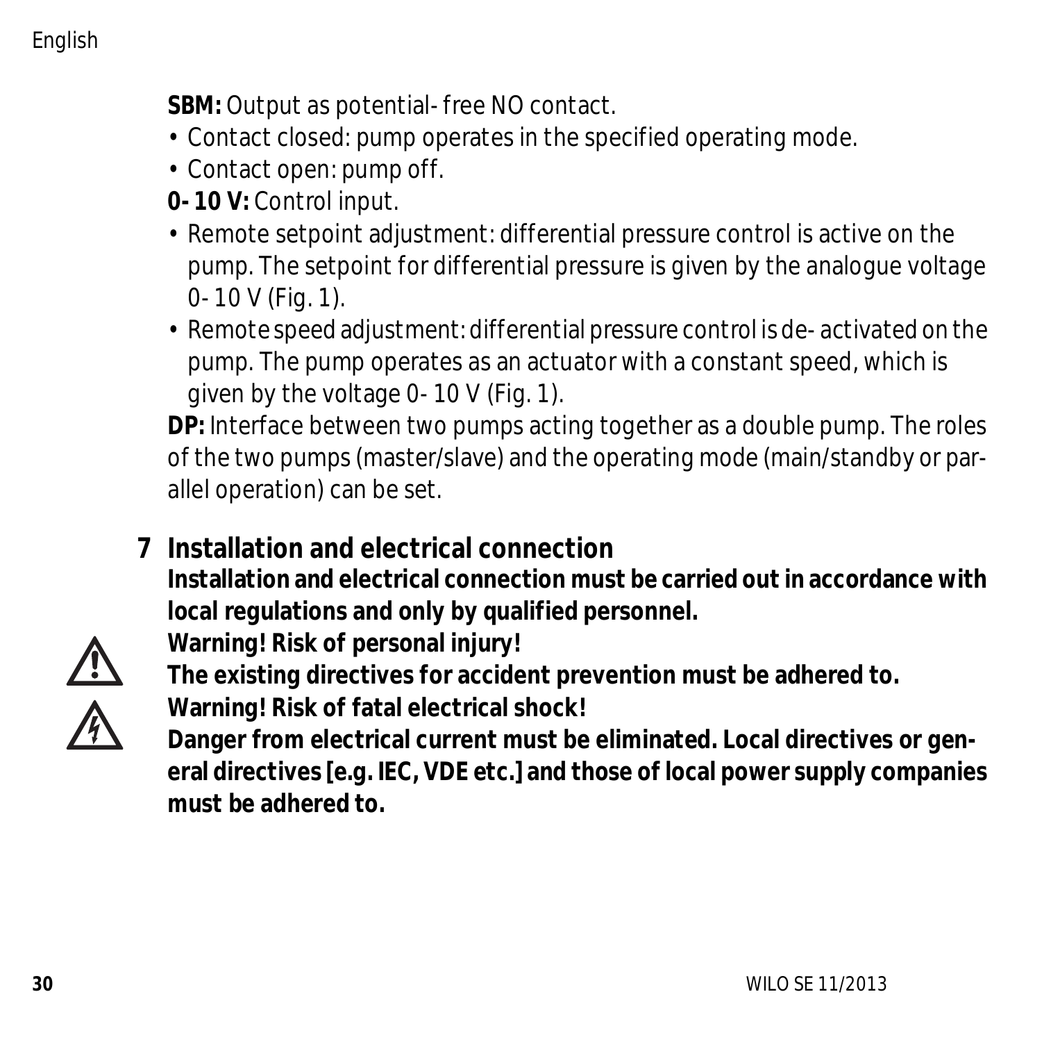**SBM:** Output as potential-free NO contact.

- Contact closed: pump operates in the specified operating mode.
- Contact open: pump off.

**0-10 V:** Control input.

- Remote setpoint adjustment: differential pressure control is active on the pump. The setpoint for differential pressure is given by the analogue voltage 0-10 V (Fig. 1).
- Remote speed adjustment: differential pressure control is de-activated on the pump. The pump operates as an actuator with a constant speed, which is given by the voltage 0-10 V (Fig. 1).

**DP:** Interface between two pumps acting together as a double pump. The roles of the two pumps (master/slave) and the operating mode (main/standby or parallel operation) can be set.

## 7 Installation and electrical connection

**Installation and electrical connection must be carried out in accordance with local regulations and only by qualified personnel.**

**Warning! Risk of personal injury!**
**The existing directives for accident prevention must be adhered to.**

**Warning! Risk of fatal electrical shock!**
**Danger from electrical current must be eliminated. Local directives or general directives [e.g. IEC, VDE etc.] and those of local power supply companies must be adhered to.**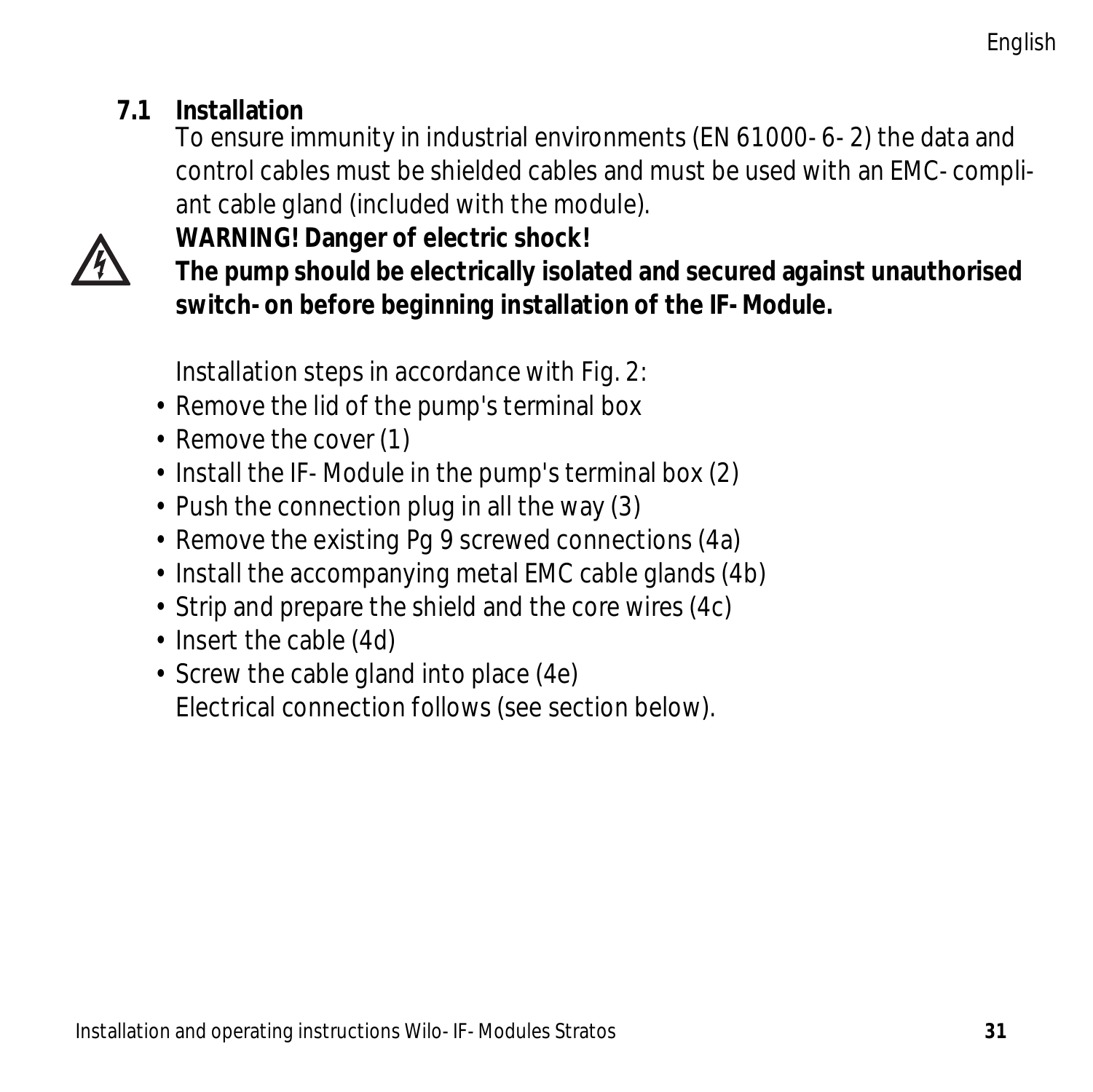## 7.1 Installation

To ensure immunity in industrial environments (EN 61000-6-2) the data and control cables must be shielded cables and must be used with an EMC-compliant cable gland (included with the module).

**WARNING! Danger of electric shock!**
**The pump should be electrically isolated and secured against unauthorised switch-on before beginning installation of the IF-Module.**

Installation steps in accordance with Fig. 2:

- Remove the lid of the pump's terminal box
- Remove the cover (1)
- Install the IF-Module in the pump's terminal box (2)
- Push the connection plug in all the way (3)
- Remove the existing Pg 9 screwed connections (4a)
- Install the accompanying metal EMC cable glands (4b)
- Strip and prepare the shield and the core wires (4c)
- Insert the cable (4d)
- Screw the cable gland into place (4e)
  Electrical connection follows (see section below).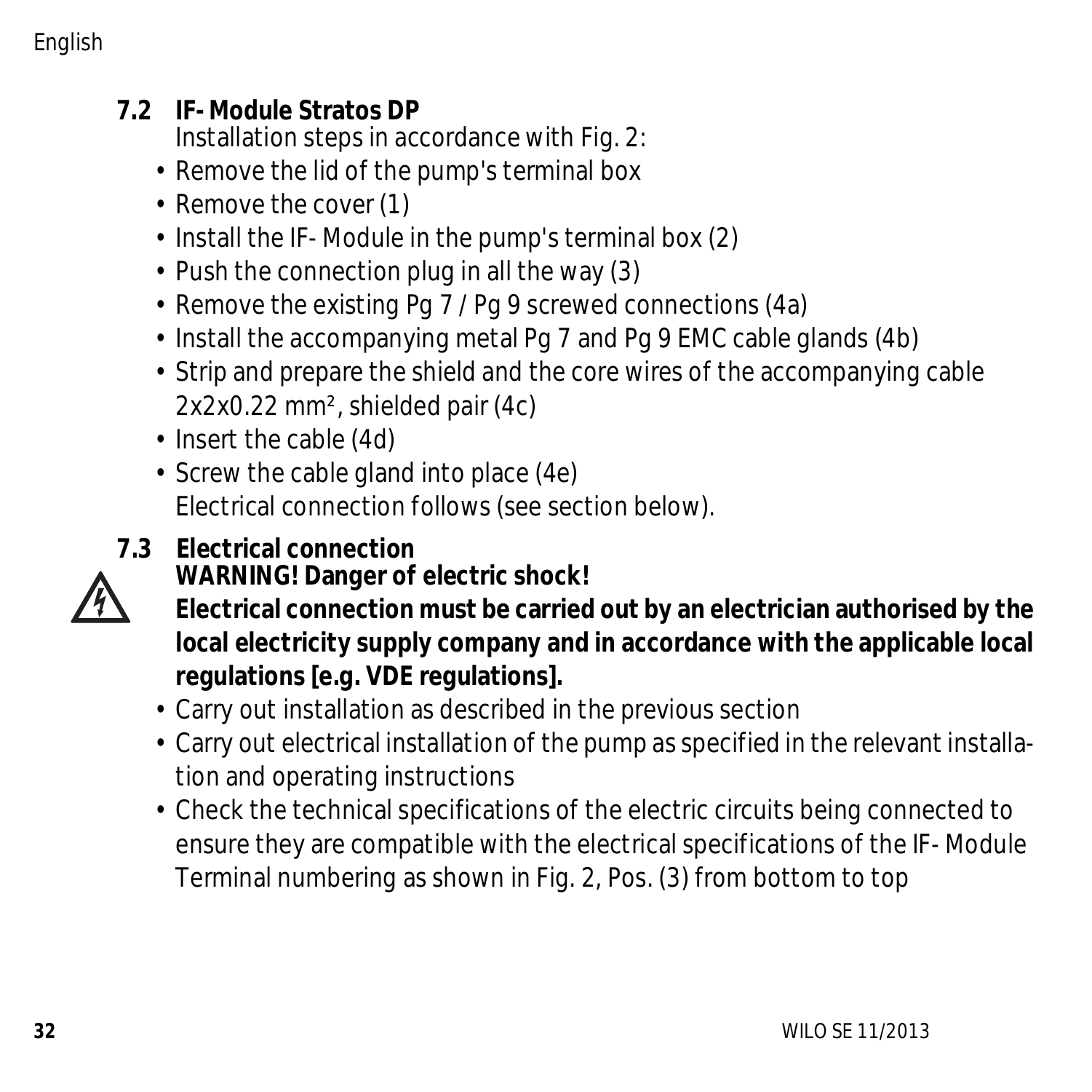## 7.2 IF- Module Stratos DP

Installation steps in accordance with Fig. 2:

- Remove the lid of the pump's terminal box
- Remove the cover (1)
- Install the IF- Module in the pump's terminal box (2)
- Push the connection plug in all the way (3)
- Remove the existing Pg 7 / Pg 9 screwed connections (4a)
- Install the accompanying metal Pg 7 and Pg 9 EMC cable glands (4b)
- Strip and prepare the shield and the core wires of the accompanying cable 2x2x0.22 mm², shielded pair (4c)
- Insert the cable (4d)
- Screw the cable gland into place (4e)

Electrical connection follows (see section below).

## 7.3 Electrical connection

**WARNING! Danger of electric shock!**

**Electrical connection must be carried out by an electrician authorised by the local electricity supply company and in accordance with the applicable local regulations [e.g. VDE regulations].**

- Carry out installation as described in the previous section
- Carry out electrical installation of the pump as specified in the relevant installation and operating instructions
- Check the technical specifications of the electric circuits being connected to ensure they are compatible with the electrical specifications of the IF- Module

Terminal numbering as shown in Fig. 2, Pos. (3) from bottom to top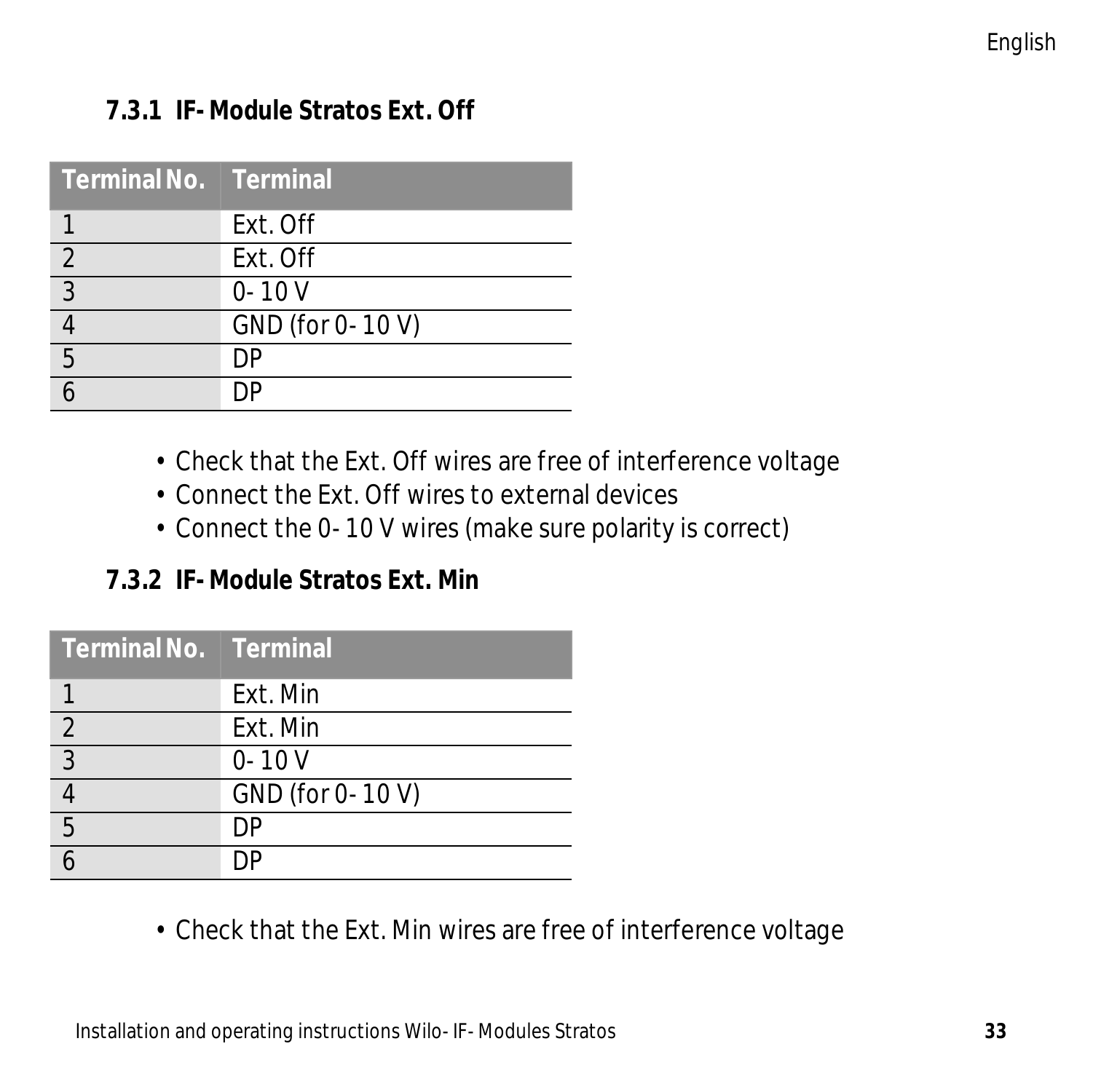### 7.3.1 IF-Module Stratos Ext. Off

| Terminal No. | Terminal |
|---|---|
| 1 | Ext. Off |
| 2 | Ext. Off |
| 3 | 0-10 V |
| 4 | GND (for 0-10 V) |
| 5 | DP |
| 6 | DP |

- Check that the Ext. Off wires are free of interference voltage
- Connect the Ext. Off wires to external devices
- Connect the 0-10 V wires (make sure polarity is correct)

### 7.3.2 IF-Module Stratos Ext. Min

| Terminal No. | Terminal |
|---|---|
| 1 | Ext. Min |
| 2 | Ext. Min |
| 3 | 0-10 V |
| 4 | GND (for 0-10 V) |
| 5 | DP |
| 6 | DP |

- Check that the Ext. Min wires are free of interference voltage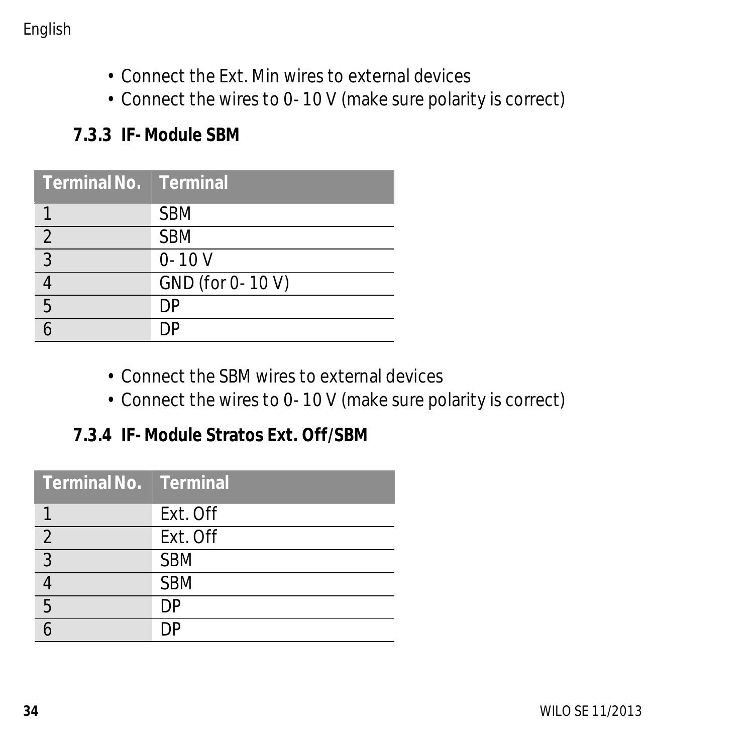- Connect the Ext. Min wires to external devices
- Connect the wires to 0- 10 V (make sure polarity is correct)

### 7.3.3 IF- Module SBM

| Terminal No. | Terminal |
|---|---|
| 1 | SBM |
| 2 | SBM |
| 3 | 0- 10 V |
| 4 | GND (for 0- 10 V) |
| 5 | DP |
| 6 | DP |

- Connect the SBM wires to external devices
- Connect the wires to 0- 10 V (make sure polarity is correct)

### 7.3.4 IF- Module Stratos Ext. Off/SBM

| Terminal No. | Terminal |
|---|---|
| 1 | Ext. Off |
| 2 | Ext. Off |
| 3 | SBM |
| 4 | SBM |
| 5 | DP |
| 6 | DP |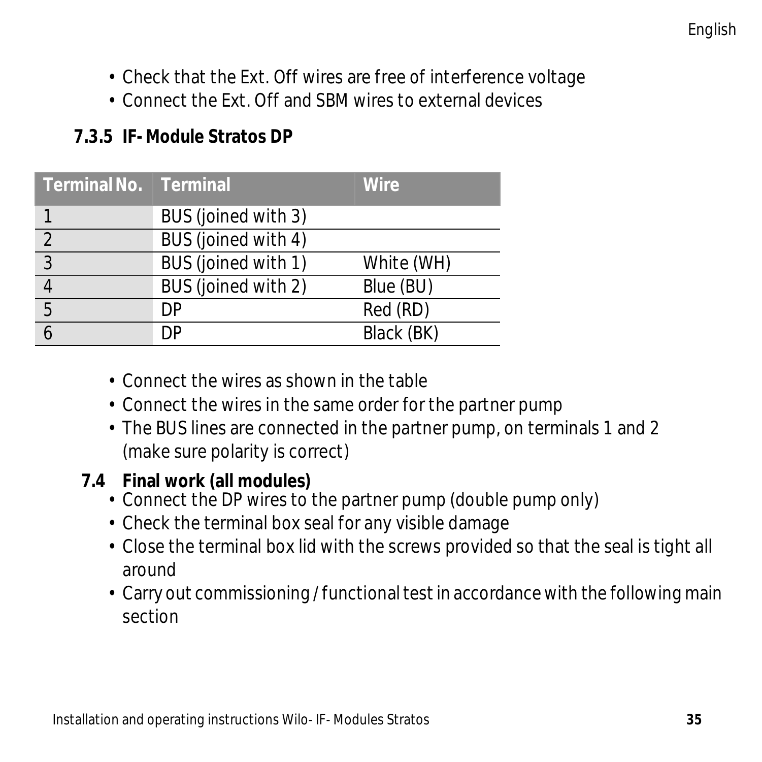- Check that the Ext. Off wires are free of interference voltage
- Connect the Ext. Off and SBM wires to external devices

### 7.3.5 IF- Module Stratos DP

| Terminal No. | Terminal | Wire |
|---|---|---|
| 1 | BUS (joined with 3) | |
| 2 | BUS (joined with 4) | |
| 3 | BUS (joined with 1) | White (WH) |
| 4 | BUS (joined with 2) | Blue (BU) |
| 5 | DP | Red (RD) |
| 6 | DP | Black (BK) |

- Connect the wires as shown in the table
- Connect the wires in the same order for the partner pump
- The BUS lines are connected in the partner pump, on terminals 1 and 2 (make sure polarity is correct)

## 7.4 Final work (all modules)

- Connect the DP wires to the partner pump (double pump only)
- Check the terminal box seal for any visible damage
- Close the terminal box lid with the screws provided so that the seal is tight all around
- Carry out commissioning / functional test in accordance with the following main section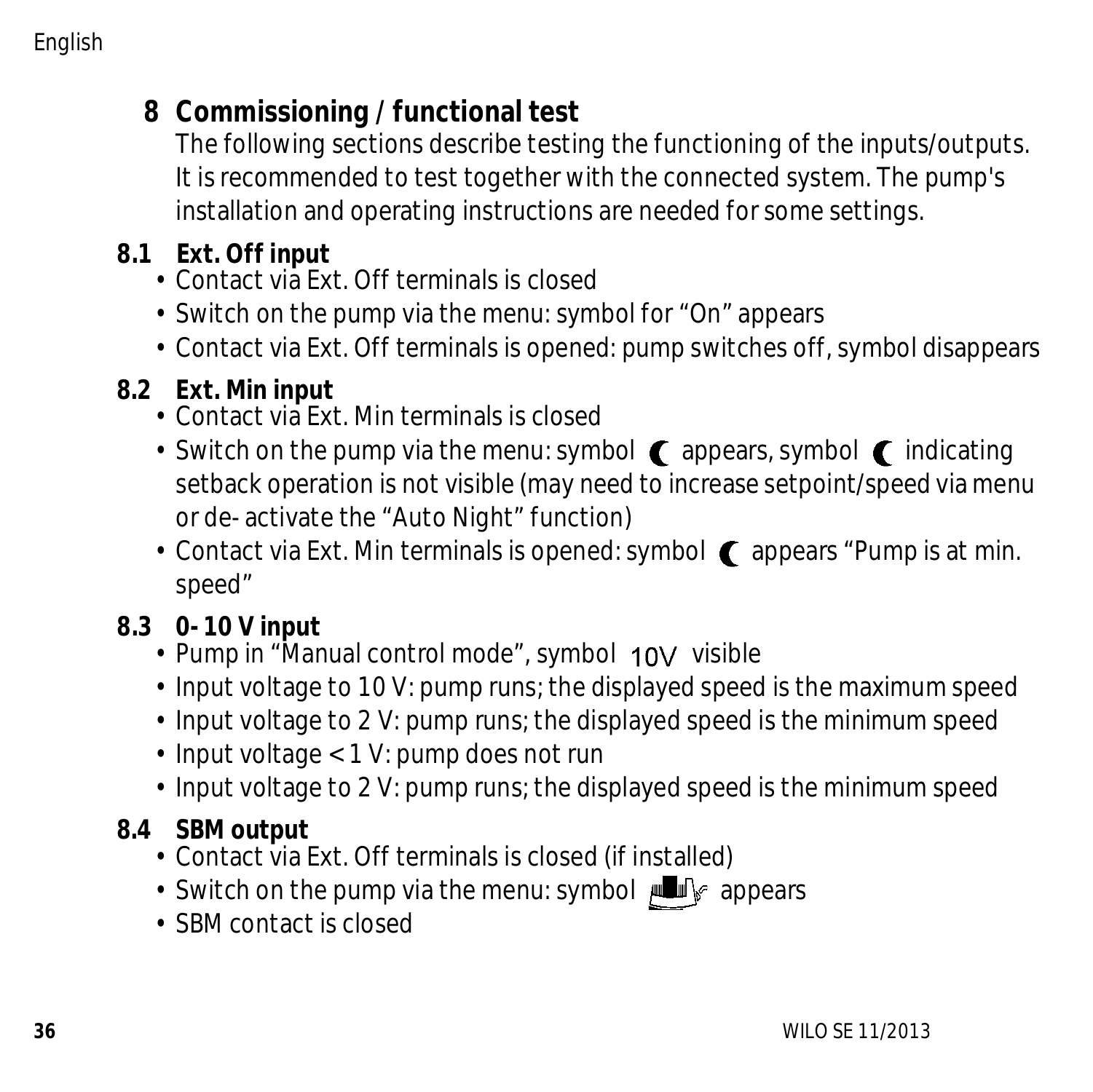## 8 Commissioning / functional test

The following sections describe testing the functioning of the inputs/outputs. It is recommended to test together with the connected system. The pump's installation and operating instructions are needed for some settings.

### 8.1 Ext. Off input

- Contact via Ext. Off terminals is closed
- Switch on the pump via the menu: symbol for "On" appears
- Contact via Ext. Off terminals is opened: pump switches off, symbol disappears

### 8.2 Ext. Min input

- Contact via Ext. Min terminals is closed
- Switch on the pump via the menu: symbol ☾ appears, symbol ☾ indicating setback operation is not visible (may need to increase setpoint/speed via menu or de- activate the "Auto Night" function)
- Contact via Ext. Min terminals is opened: symbol ☾ appears "Pump is at min. speed"

### 8.3 0- 10 V input

- Pump in "Manual control mode", symbol 10V visible
- Input voltage to 10 V: pump runs; the displayed speed is the maximum speed
- Input voltage to 2 V: pump runs; the displayed speed is the minimum speed
- Input voltage < 1 V: pump does not run
- Input voltage to 2 V: pump runs; the displayed speed is the minimum speed

### 8.4 SBM output

- Contact via Ext. Off terminals is closed (if installed)
- Switch on the pump via the menu: symbol appears
- SBM contact is closed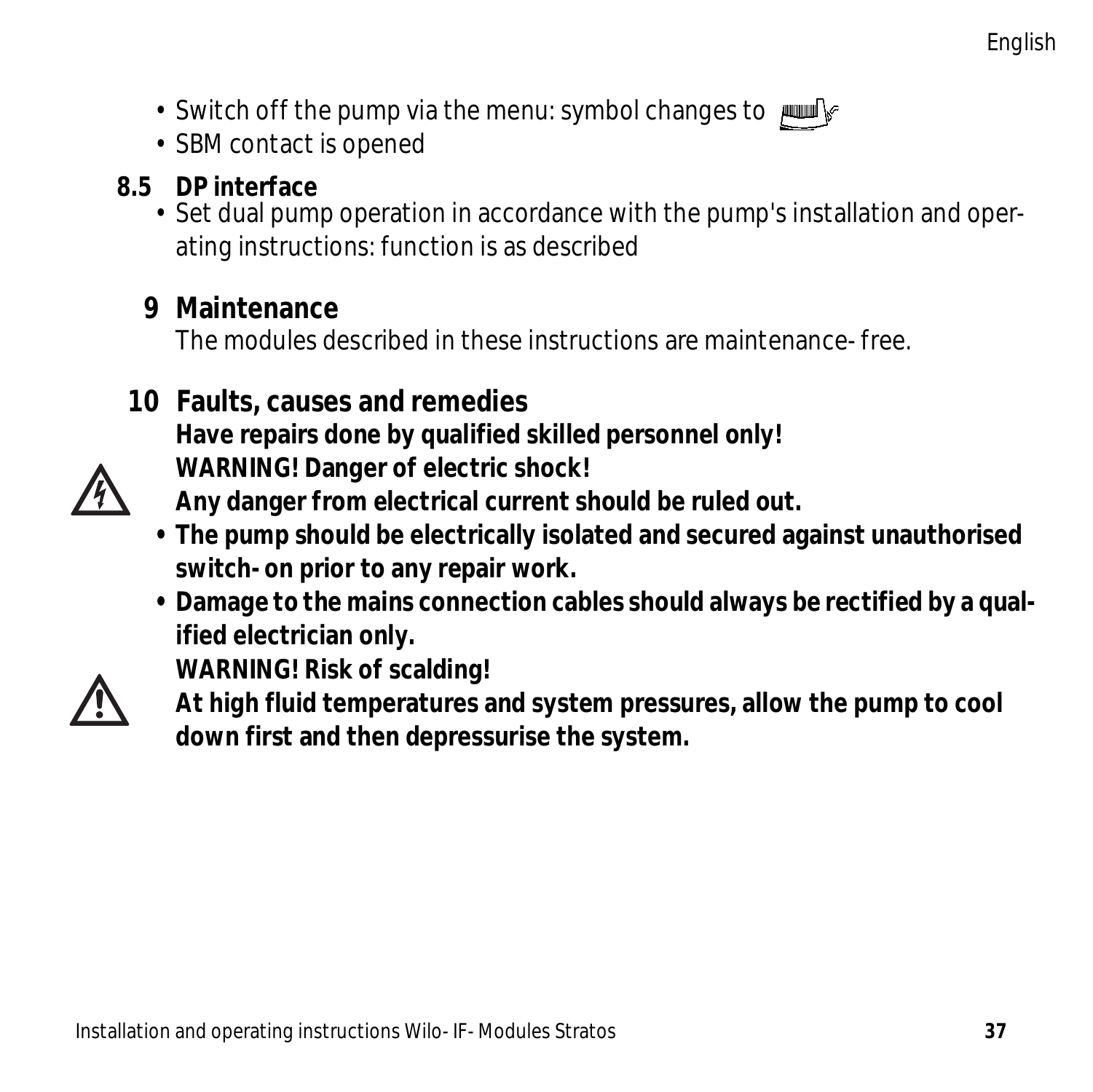- Switch off the pump via the menu: symbol changes to
- SBM contact is opened

### 8.5 DP interface

- Set dual pump operation in accordance with the pump's installation and operating instructions: function is as described

## 9 Maintenance

The modules described in these instructions are maintenance-free.

## 10 Faults, causes and remedies

**Have repairs done by qualified skilled personnel only!**

**WARNING! Danger of electric shock!**
**Any danger from electrical current should be ruled out.**

- **The pump should be electrically isolated and secured against unauthorised switch-on prior to any repair work.**
- **Damage to the mains connection cables should always be rectified by a qualified electrician only.**

**WARNING! Risk of scalding!**
**At high fluid temperatures and system pressures, allow the pump to cool down first and then depressurise the system.**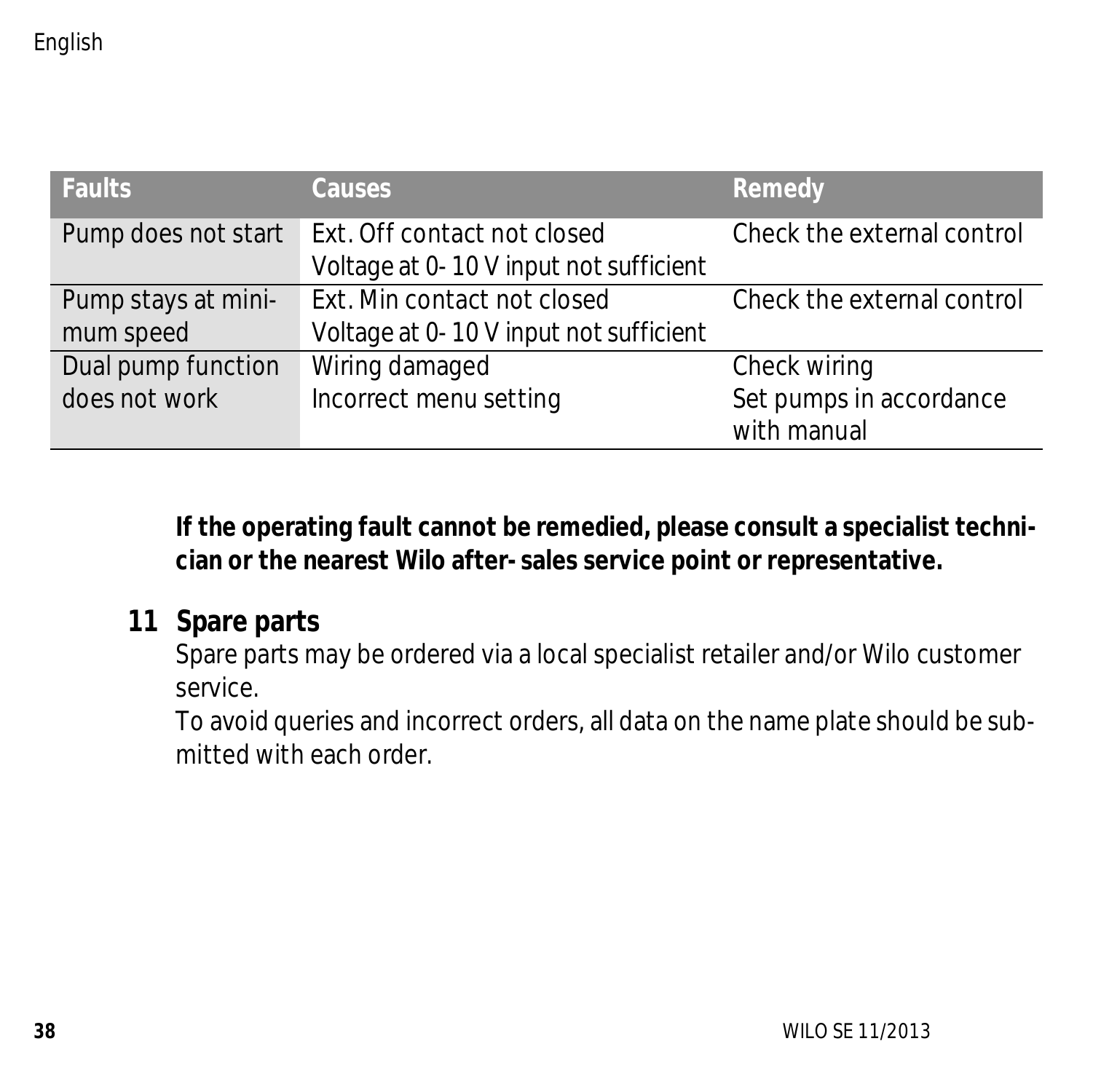| Faults | Causes | Remedy |
| --- | --- | --- |
| Pump does not start | Ext. Off contact not closed<br>Voltage at 0- 10 V input not sufficient | Check the external control |
| Pump stays at minimum speed | Ext. Min contact not closed<br>Voltage at 0- 10 V input not sufficient | Check the external control |
| Dual pump function does not work | Wiring damaged<br>Incorrect menu setting | Check wiring<br>Set pumps in accordance with manual |

**If the operating fault cannot be remedied, please consult a specialist technician or the nearest Wilo after- sales service point or representative.**

## 11 Spare parts

Spare parts may be ordered via a local specialist retailer and/or Wilo customer service.

To avoid queries and incorrect orders, all data on the name plate should be submitted with each order.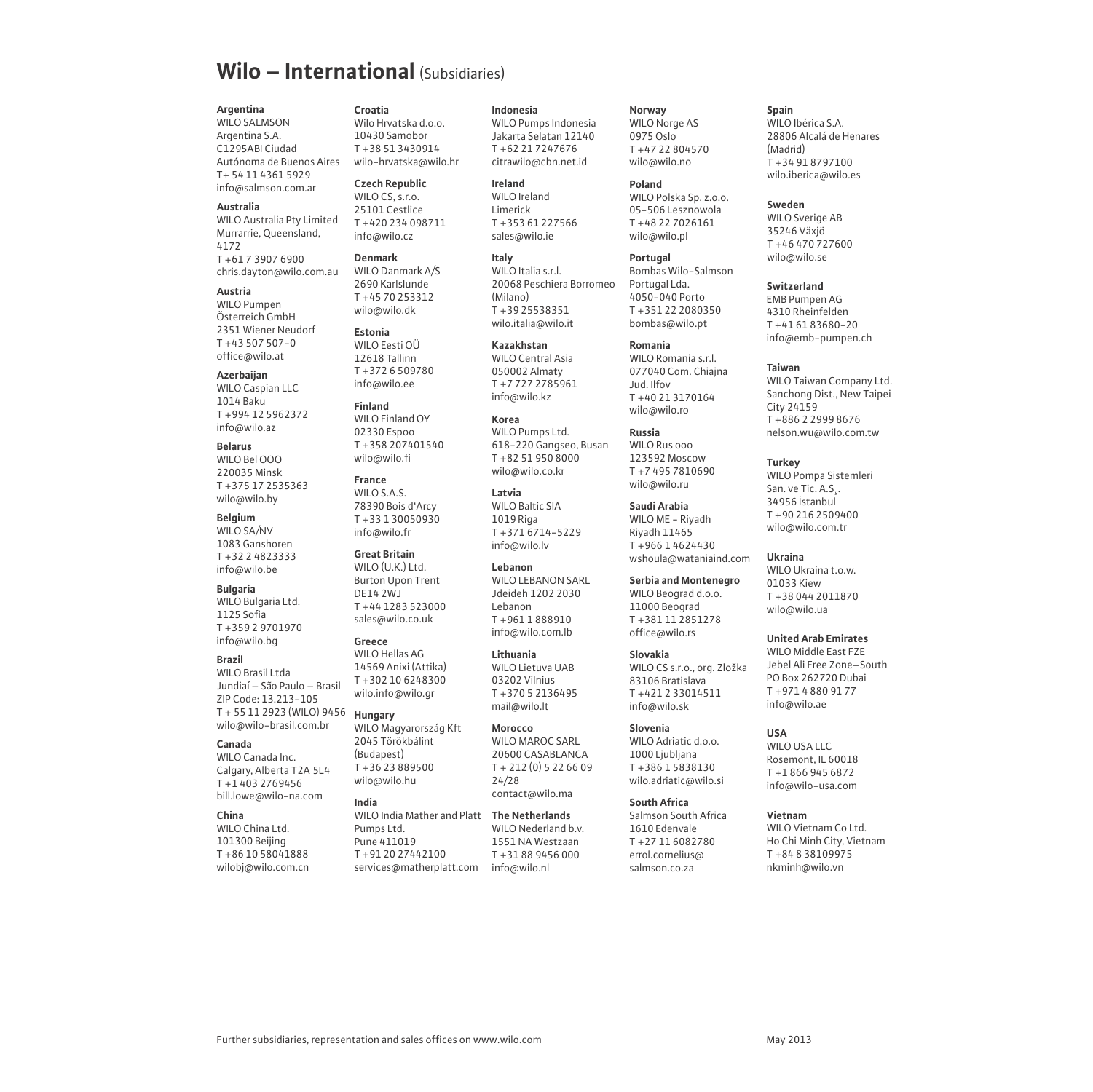# Wilo – International (Subsidiaries)

**Argentina**
WILO SALMSON
Argentina S.A.
C1295ABI Ciudad
Autónoma de Buenos Aires
T+ 54 11 4361 5929
info@salmson.com.ar

**Australia**
WILO Australia Pty Limited
Murrarrie, Queensland,
4172
T +61 7 3907 6900
chris.dayton@wilo.com.au

**Austria**
WILO Pumpen
Österreich GmbH
2351 Wiener Neudorf
T +43 507 507-0
office@wilo.at

**Azerbaijan**
WILO Caspian LLC
1014 Baku
T +994 12 5962372
info@wilo.az

**Belarus**
WILO Bel OOO
220035 Minsk
T +375 17 2535363
wilo@wilo.by

**Belgium**
WILO SA/NV
1083 Ganshoren
T +32 2 4823333
info@wilo.be

**Bulgaria**
WILO Bulgaria Ltd.
1125 Sofia
T +359 2 9701970
info@wilo.bg

**Brazil**
WILO Brasil Ltda
Jundiaí – São Paulo – Brasil
ZIP Code: 13.213-105
T + 55 11 2923 (WILO) 9456
wilo@wilo-brasil.com.br

**Canada**
WILO Canada Inc.
Calgary, Alberta T2A 5L4
T +1 403 2769456
bill.lowe@wilo-na.com

**China**
WILO China Ltd.
101300 Beijing
T +86 10 58041888
wilobj@wilo.com.cn

**Croatia**
Wilo Hrvatska d.o.o.
10430 Samobor
T +38 51 3430914
wilo-hrvatska@wilo.hr

**Czech Republic**
WILO CS, s.r.o.
25101 Cestlice
T +420 234 098711
info@wilo.cz

**Denmark**
WILO Danmark A/S
2690 Karlslunde
T +45 70 253312
wilo@wilo.dk

**Estonia**
WILO Eesti OÜ
12618 Tallinn
T +372 6 509780
info@wilo.ee

**Finland**
WILO Finland OY
02330 Espoo
T +358 207401540
wilo@wilo.fi

**France**
WILO S.A.S.
78390 Bois d'Arcy
T +33 1 30050930
info@wilo.fr

**Great Britain**
WILO (U.K.) Ltd.
Burton Upon Trent
DE14 2WJ
T +44 1283 523000
sales@wilo.co.uk

**Greece**
WILO Hellas AG
14569 Anixi (Attika)
T +302 10 6248300
wilo.info@wilo.gr

**Hungary**
WILO Magyarország Kft
2045 Törökbálint
(Budapest)
T +36 23 889500
wilo@wilo.hu

**India**
WILO India Mather and Platt
Pumps Ltd.
Pune 411019
T +91 20 27442100
services@matherplatt.com

**Indonesia**
WILO Pumps Indonesia
Jakarta Selatan 12140
T +62 21 7247676
citrawilo@cbn.net.id

**Ireland**
WILO Ireland
Limerick
T +353 61 227566
sales@wilo.ie

**Italy**
WILO Italia s.r.l.
20068 Peschiera Borromeo
(Milano)
T +39 25538351
wilo.italia@wilo.it

**Kazakhstan**
WILO Central Asia
050002 Almaty
T +7 727 2785961
info@wilo.kz

**Korea**
WILO Pumps Ltd.
618-220 Gangseo, Busan
T +82 51 950 8000
wilo@wilo.co.kr

**Latvia**
WILO Baltic SIA
1019 Riga
T +371 6714-5229
info@wilo.lv

**Lebanon**
WILO LEBANON SARL
Jdeideh 1202 2030
Lebanon
T +961 1 888910
info@wilo.com.lb

**Lithuania**
WILO Lietuva UAB
03202 Vilnius
T +370 5 2136495
mail@wilo.lt

**Morocco**
WILO MAROC SARL
20600 CASABLANCA
T + 212 (0) 5 22 66 09
24/28
contact@wilo.ma

**The Netherlands**
WILO Nederland b.v.
1551 NA Westzaan
T +31 88 9456 000
info@wilo.nl

**Norway**
WILO Norge AS
0975 Oslo
T +47 22 804570
wilo@wilo.no

**Poland**
WILO Polska Sp. z.o.o.
05-506 Lesznowola
T +48 22 7026161
wilo@wilo.pl

**Portugal**
Bombas Wilo-Salmson
Portugal Lda.
4050-040 Porto
T +351 22 2080350
bombas@wilo.pt

**Romania**
WILO Romania s.r.l.
077040 Com. Chiajna
Jud. Ilfov
T +40 21 3170164
wilo@wilo.ro

**Russia**
WILO Rus ooo
123592 Moscow
T +7 495 7810690
wilo@wilo.ru

**Saudi Arabia**
WILO ME - Riyadh
Riyadh 11465
T +966 1 4624430
wshoula@wataniaind.com

**Serbia and Montenegro**
WILO Beograd d.o.o.
11000 Beograd
T +381 11 2851278
office@wilo.rs

**Slovakia**
WILO CS s.r.o., org. Zložka
83106 Bratislava
T +421 2 33014511
info@wilo.sk

**Slovenia**
WILO Adriatic d.o.o.
1000 Ljubljana
T +386 1 5838130
wilo.adriatic@wilo.si

**South Africa**
Salmson South Africa
1610 Edenvale
T +27 11 6082780
errol.cornelius@
salmson.co.za

**Spain**
WILO Ibérica S.A.
28806 Alcalá de Henares
(Madrid)
T +34 91 8797100
wilo.iberica@wilo.es

**Sweden**
WILO Sverige AB
35246 Växjö
T +46 470 727600
wilo@wilo.se

**Switzerland**
EMB Pumpen AG
4310 Rheinfelden
T +41 61 83680-20
info@emb-pumpen.ch

**Taiwan**
WILO Taiwan Company Ltd.
Sanchong Dist., New Taipei
City 24159
T +886 2 2999 8676
nelson.wu@wilo.com.tw

**Turkey**
WILO Pompa Sistemleri
San. ve Tic. A.Ş.
34956 İstanbul
T +90 216 2509400
wilo@wilo.com.tr

**Ukraina**
WILO Ukraina t.o.w.
01033 Kiew
T +38 044 2011870
wilo@wilo.ua

**United Arab Emirates**
WILO Middle East FZE
Jebel Ali Free Zone–South
PO Box 262720 Dubai
T +971 4 880 91 77
info@wilo.ae

**USA**
WILO USA LLC
Rosemont, IL 60018
T +1 866 945 6872
info@wilo-usa.com

**Vietnam**
WILO Vietnam Co Ltd.
Ho Chi Minh City, Vietnam
T +84 8 38109975
nkminh@wilo.vn

Further subsidiaries, representation and sales offices on www.wilo.com

May 2013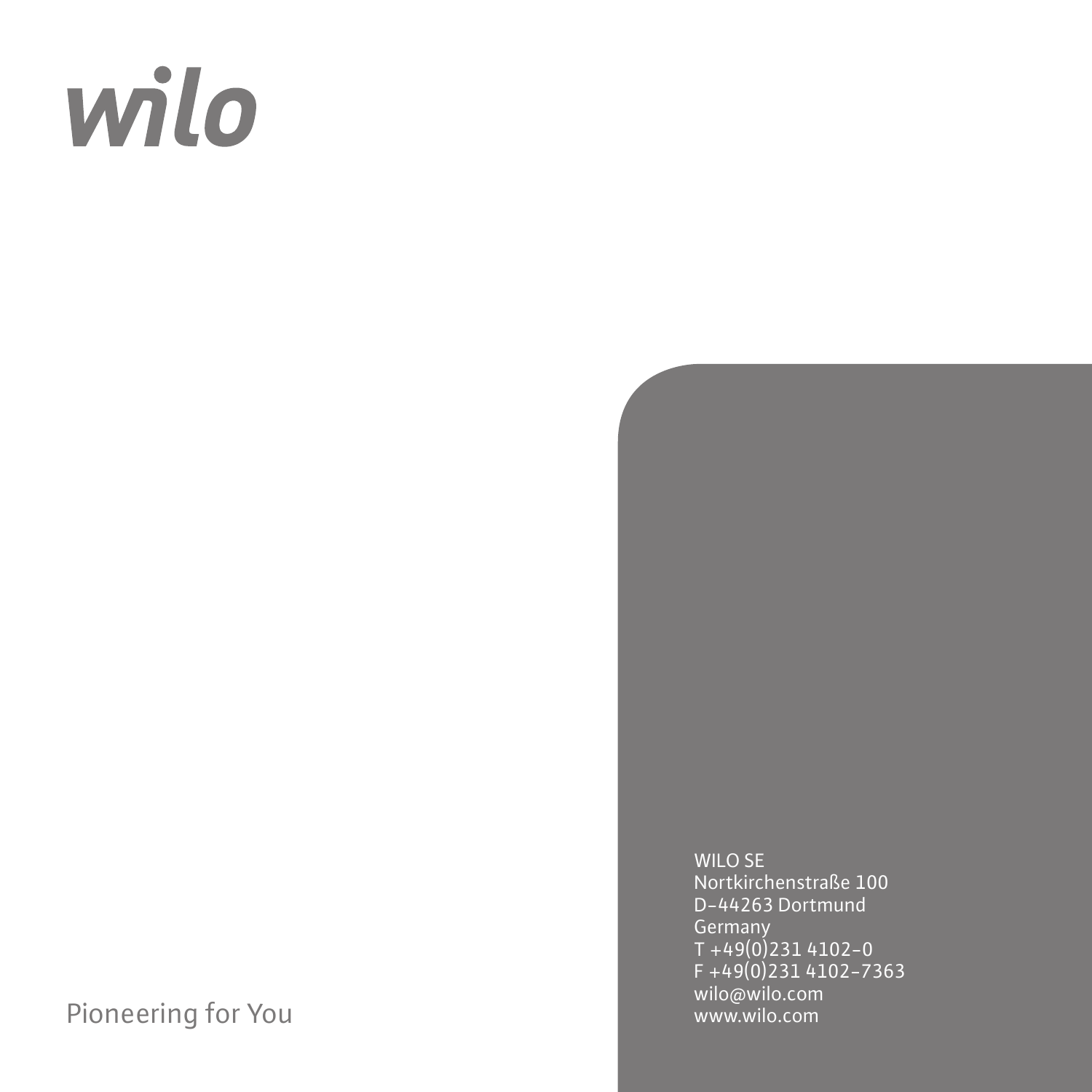wilo

Pioneering for You

WILO SE
Nortkirchenstraße 100
D-44263 Dortmund
Germany
T +49(0)231 4102-0
F +49(0)231 4102-7363
wilo@wilo.com
www.wilo.com